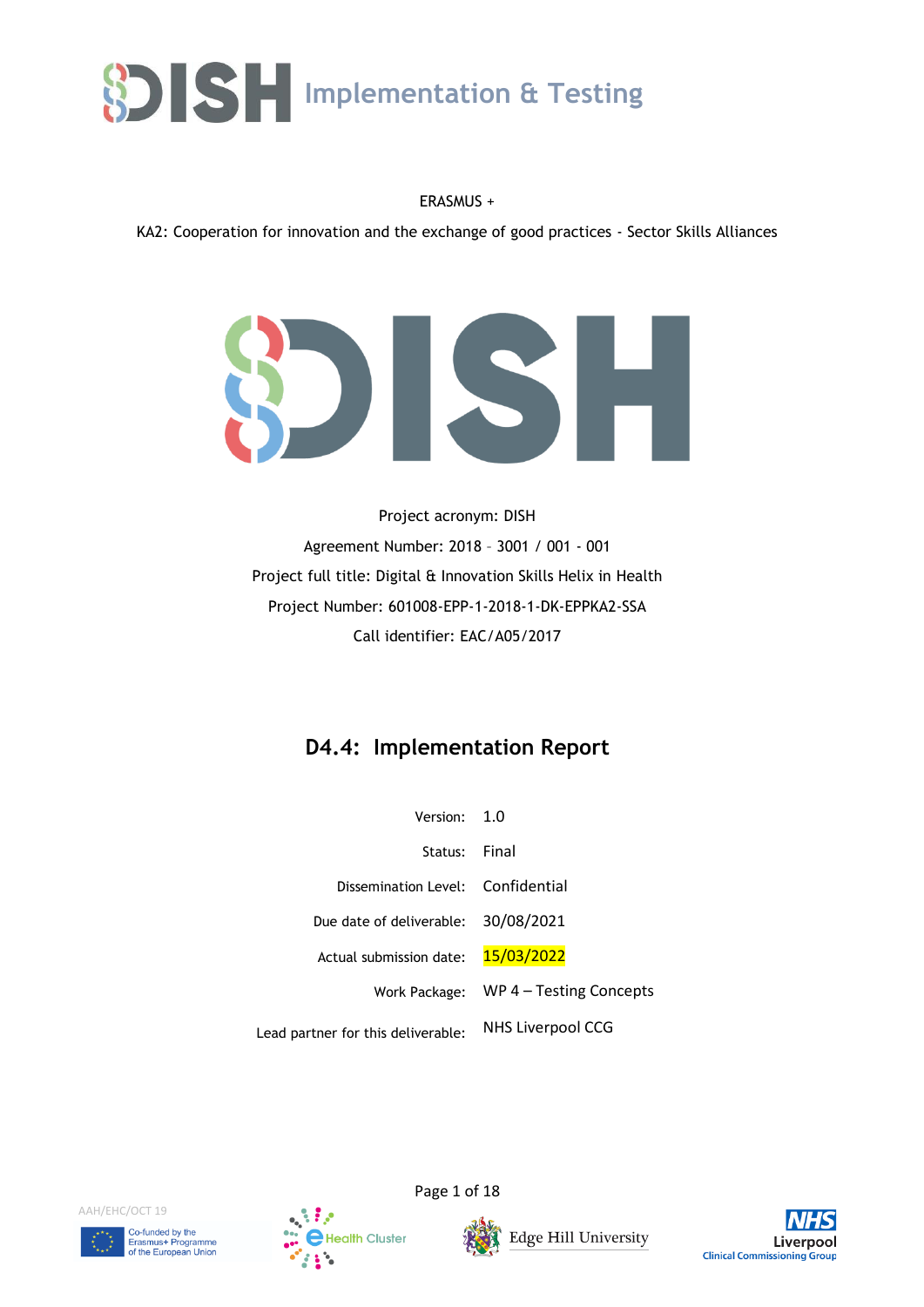DISH Implementation & Testing

ERASMUS +

KA2: Cooperation for innovation and the exchange of good practices - Sector Skills Alliances

DISH

Project acronym: DISH

Agreement Number: 2018 – 3001 / 001 - 001

Project full title: Digital & Innovation Skills Helix in Health

Project Number: 601008-EPP-1-2018-1-DK-EPPKA2-SSA

Call identifier: EAC/A05/2017

# D4.4: Implementation Report

| | |
|---|---|
| Version: | 1.0 |
| Status: | Final |
| Dissemination Level: | Confidential |
| Due date of deliverable: | 30/08/2021 |
| Actual submission date: | 15/03/2022 |
| Work Package: | WP 4 – Testing Concepts |
| Lead partner for this deliverable: | NHS Liverpool CCG |

AAH/EHC/OCT 19

Co-funded by the Erasmus+ Programme of the European Union

eHealth Cluster

Edge Hill University

NHS Liverpool Clinical Commissioning Group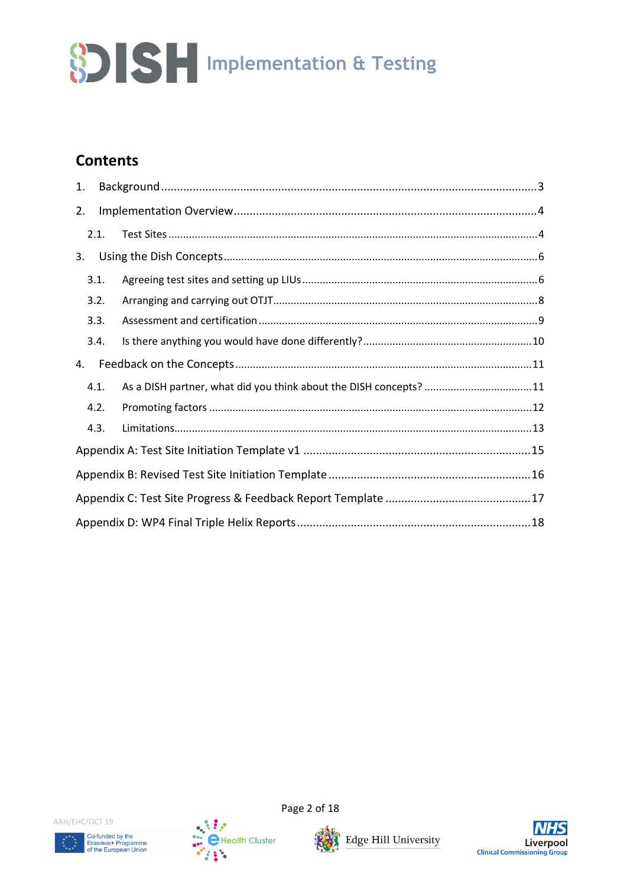## Contents

1. Background ....................................................................................................................3
2. Implementation Overview ...............................................................................................4
   - 2.1. Test Sites ...................................................................................................................4
3. Using the Dish Concepts ..................................................................................................6
   - 3.1. Agreeing test sites and setting up LIUs .....................................................................6
   - 3.2. Arranging and carrying out OTJT ..............................................................................8
   - 3.3. Assessment and certification ....................................................................................9
   - 3.4. Is there anything you would have done differently? ...............................................10
4. Feedback on the Concepts ..............................................................................................11
   - 4.1. As a DISH partner, what did you think about the DISH concepts? ..........................11
   - 4.2. Promoting factors .....................................................................................................12
   - 4.3. Limitations ................................................................................................................13

Appendix A: Test Site Initiation Template v1 .....................................................................15

Appendix B: Revised Test Site Initiation Template ..............................................................16

Appendix C: Test Site Progress & Feedback Report Template ............................................17

Appendix D: WP4 Final Triple Helix Reports .......................................................................18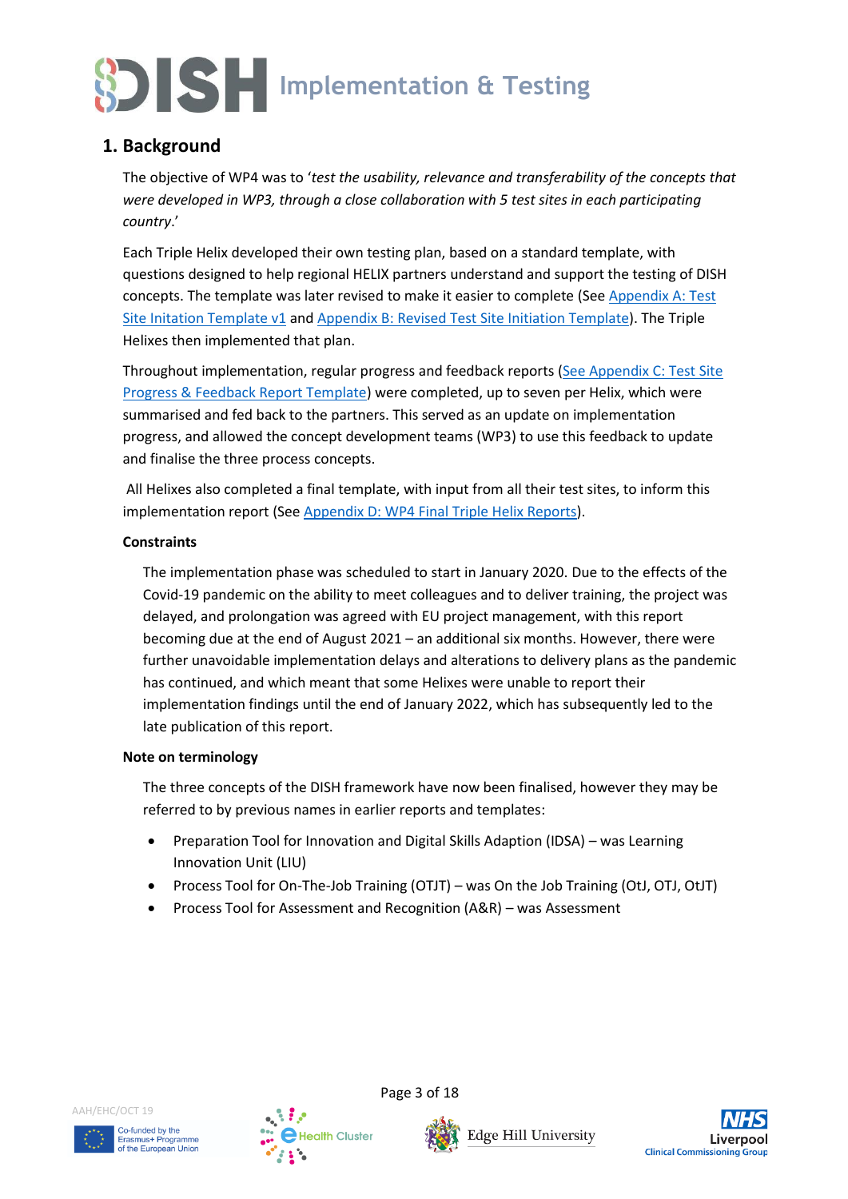## 1. Background

The objective of WP4 was to '*test the usability, relevance and transferability of the concepts that were developed in WP3, through a close collaboration with 5 test sites in each participating country*.'

Each Triple Helix developed their own testing plan, based on a standard template, with questions designed to help regional HELIX partners understand and support the testing of DISH concepts. The template was later revised to make it easier to complete (See Appendix A: Test Site Initation Template v1 and Appendix B: Revised Test Site Initiation Template). The Triple Helixes then implemented that plan.

Throughout implementation, regular progress and feedback reports (See Appendix C: Test Site Progress & Feedback Report Template) were completed, up to seven per Helix, which were summarised and fed back to the partners. This served as an update on implementation progress, and allowed the concept development teams (WP3) to use this feedback to update and finalise the three process concepts.

All Helixes also completed a final template, with input from all their test sites, to inform this implementation report (See Appendix D: WP4 Final Triple Helix Reports).

**Constraints**

The implementation phase was scheduled to start in January 2020. Due to the effects of the Covid-19 pandemic on the ability to meet colleagues and to deliver training, the project was delayed, and prolongation was agreed with EU project management, with this report becoming due at the end of August 2021 – an additional six months. However, there were further unavoidable implementation delays and alterations to delivery plans as the pandemic has continued, and which meant that some Helixes were unable to report their implementation findings until the end of January 2022, which has subsequently led to the late publication of this report.

**Note on terminology**

The three concepts of the DISH framework have now been finalised, however they may be referred to by previous names in earlier reports and templates:

- Preparation Tool for Innovation and Digital Skills Adaption (IDSA) – was Learning Innovation Unit (LIU)
- Process Tool for On-The-Job Training (OTJT) – was On the Job Training (OtJ, OTJ, OtJT)
- Process Tool for Assessment and Recognition (A&R) – was Assessment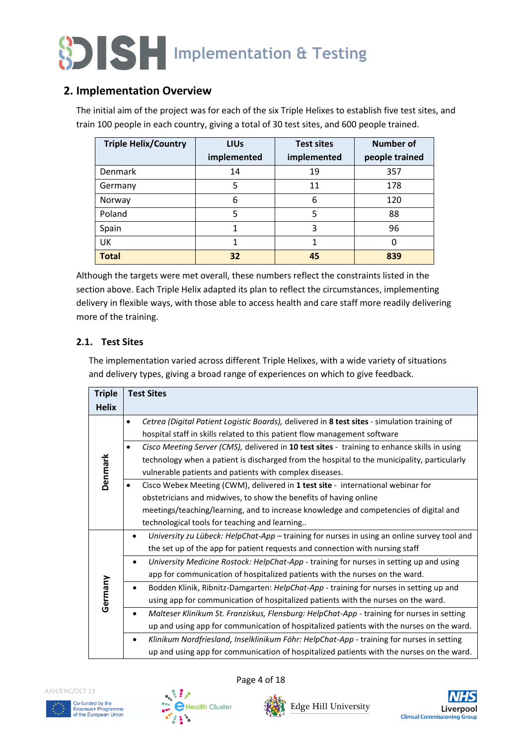## 2. Implementation Overview

The initial aim of the project was for each of the six Triple Helixes to establish five test sites, and train 100 people in each country, giving a total of 30 test sites, and 600 people trained.

| Triple Helix/Country | LIUs implemented | Test sites implemented | Number of people trained |
|---|---|---|---|
| Denmark | 14 | 19 | 357 |
| Germany | 5 | 11 | 178 |
| Norway | 6 | 6 | 120 |
| Poland | 5 | 5 | 88 |
| Spain | 1 | 3 | 96 |
| UK | 1 | 1 | 0 |
| **Total** | **32** | **45** | **839** |

Although the targets were met overall, these numbers reflect the constraints listed in the section above. Each Triple Helix adapted its plan to reflect the circumstances, implementing delivery in flexible ways, with those able to access health and care staff more readily delivering more of the training.

### 2.1. Test Sites

The implementation varied across different Triple Helixes, with a wide variety of situations and delivery types, giving a broad range of experiences on which to give feedback.

| Triple Helix | Test Sites |
|---|---|
| Denmark | • *Cetrea (Digital Patient Logistic Boards),* delivered in **8 test sites** - simulation training of hospital staff in skills related to this patient flow management software |
| | • *Cisco Meeting Server (CMS),* delivered in **10 test sites** - training to enhance skills in using technology when a patient is discharged from the hospital to the municipality, particularly vulnerable patients and patients with complex diseases. |
| | • Cisco Webex Meeting (CWM), delivered in **1 test site** - international webinar for obstetricians and midwives, to show the benefits of having online meetings/teaching/learning, and to increase knowledge and competencies of digital and technological tools for teaching and learning.. |
| Germany | • *University zu Lübeck: HelpChat-App* – training for nurses in using an online survey tool and the set up of the app for patient requests and connection with nursing staff |
| | • *University Medicine Rostock: HelpChat-App* - training for nurses in setting up and using app for communication of hospitalized patients with the nurses on the ward. |
| | • Bodden Klinik, Ribnitz-Damgarten: *HelpChat-App* - training for nurses in setting up and using app for communication of hospitalized patients with the nurses on the ward. |
| | • *Malteser Klinikum St. Franziskus, Flensburg: HelpChat-App* - training for nurses in setting up and using app for communication of hospitalized patients with the nurses on the ward. |
| | • *Klinikum Nordfriesland, Inselklinikum Föhr: HelpChat-App* - training for nurses in setting up and using app for communication of hospitalized patients with the nurses on the ward. |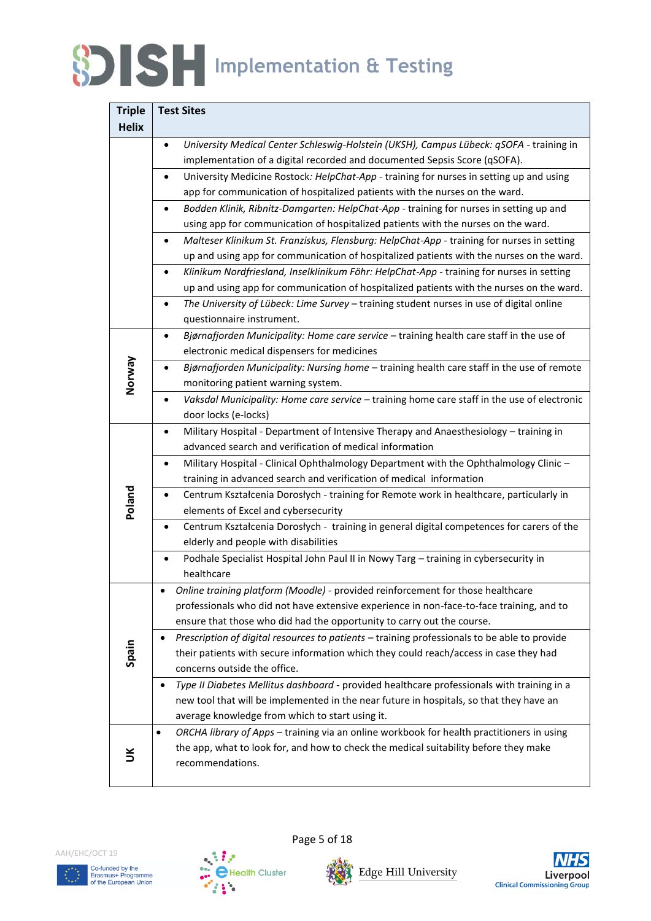# DISH Implementation & Testing

| Triple Helix | Test Sites |
|---|---|
| | • *University Medical Center Schleswig-Holstein (UKSH), Campus Lübeck: qSOFA* - training in implementation of a digital recorded and documented Sepsis Score (qSOFA). |
| | • University Medicine Rostock: *HelpChat-App* - training for nurses in setting up and using app for communication of hospitalized patients with the nurses on the ward. |
| | • *Bodden Klinik, Ribnitz-Damgarten: HelpChat-App* - training for nurses in setting up and using app for communication of hospitalized patients with the nurses on the ward. |
| | • *Malteser Klinikum St. Franziskus, Flensburg: HelpChat-App* - training for nurses in setting up and using app for communication of hospitalized patients with the nurses on the ward. |
| | • *Klinikum Nordfriesland, Inselklinikum Föhr: HelpChat-App* - training for nurses in setting up and using app for communication of hospitalized patients with the nurses on the ward. |
| | • *The University of Lübeck: Lime Survey* – training student nurses in use of digital online questionnaire instrument. |
| **Norway** | • *Bjørnafjorden Municipality: Home care service* – training health care staff in the use of electronic medical dispensers for medicines |
| | • *Bjørnafjorden Municipality: Nursing home* – training health care staff in the use of remote monitoring patient warning system. |
| | • *Vaksdal Municipality: Home care service* – training home care staff in the use of electronic door locks (e-locks) |
| **Poland** | • Military Hospital - Department of Intensive Therapy and Anaesthesiology – training in advanced search and verification of medical information |
| | • Military Hospital - Clinical Ophthalmology Department with the Ophthalmology Clinic – training in advanced search and verification of medical information |
| | • Centrum Kształcenia Dorosłych - training for Remote work in healthcare, particularly in elements of Excel and cybersecurity |
| | • Centrum Kształcenia Dorosłych - training in general digital competences for carers of the elderly and people with disabilities |
| | • Podhale Specialist Hospital John Paul II in Nowy Targ – training in cybersecurity in healthcare |
| **Spain** | • *Online training platform (Moodle)* - provided reinforcement for those healthcare professionals who did not have extensive experience in non-face-to-face training, and to ensure that those who did had the opportunity to carry out the course. |
| | • *Prescription of digital resources to patients* – training professionals to be able to provide their patients with secure information which they could reach/access in case they had concerns outside the office. |
| | • *Type II Diabetes Mellitus dashboard* - provided healthcare professionals with training in a new tool that will be implemented in the near future in hospitals, so that they have an average knowledge from which to start using it. |
| **UK** | • *ORCHA library of Apps* – training via an online workbook for health practitioners in using the app, what to look for, and how to check the medical suitability before they make recommendations. |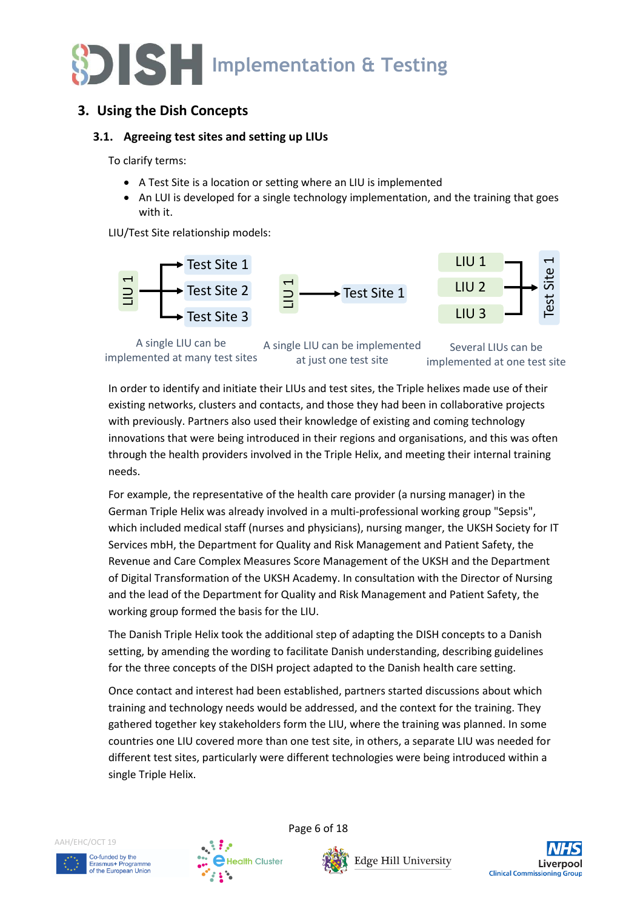## 3. Using the Dish Concepts

### 3.1. Agreeing test sites and setting up LIUs

To clarify terms:

- A Test Site is a location or setting where an LIU is implemented
- An LUI is developed for a single technology implementation, and the training that goes with it.

LIU/Test Site relationship models:

LIU 1
Test Site 1
Test Site 2
Test Site 3

A single LIU can be implemented at many test sites

LIU 1
Test Site 1

A single LIU can be implemented at just one test site

LIU 1
LIU 2
LIU 3
Test Site 1

Several LIUs can be implemented at one test site

In order to identify and initiate their LIUs and test sites, the Triple helixes made use of their existing networks, clusters and contacts, and those they had been in collaborative projects with previously. Partners also used their knowledge of existing and coming technology innovations that were being introduced in their regions and organisations, and this was often through the health providers involved in the Triple Helix, and meeting their internal training needs.

For example, the representative of the health care provider (a nursing manager) in the German Triple Helix was already involved in a multi-professional working group "Sepsis", which included medical staff (nurses and physicians), nursing manger, the UKSH Society for IT Services mbH, the Department for Quality and Risk Management and Patient Safety, the Revenue and Care Complex Measures Score Management of the UKSH and the Department of Digital Transformation of the UKSH Academy. In consultation with the Director of Nursing and the lead of the Department for Quality and Risk Management and Patient Safety, the working group formed the basis for the LIU.

The Danish Triple Helix took the additional step of adapting the DISH concepts to a Danish setting, by amending the wording to facilitate Danish understanding, describing guidelines for the three concepts of the DISH project adapted to the Danish health care setting.

Once contact and interest had been established, partners started discussions about which training and technology needs would be addressed, and the context for the training. They gathered together key stakeholders form the LIU, where the training was planned. In some countries one LIU covered more than one test site, in others, a separate LIU was needed for different test sites, particularly were different technologies were being introduced within a single Triple Helix.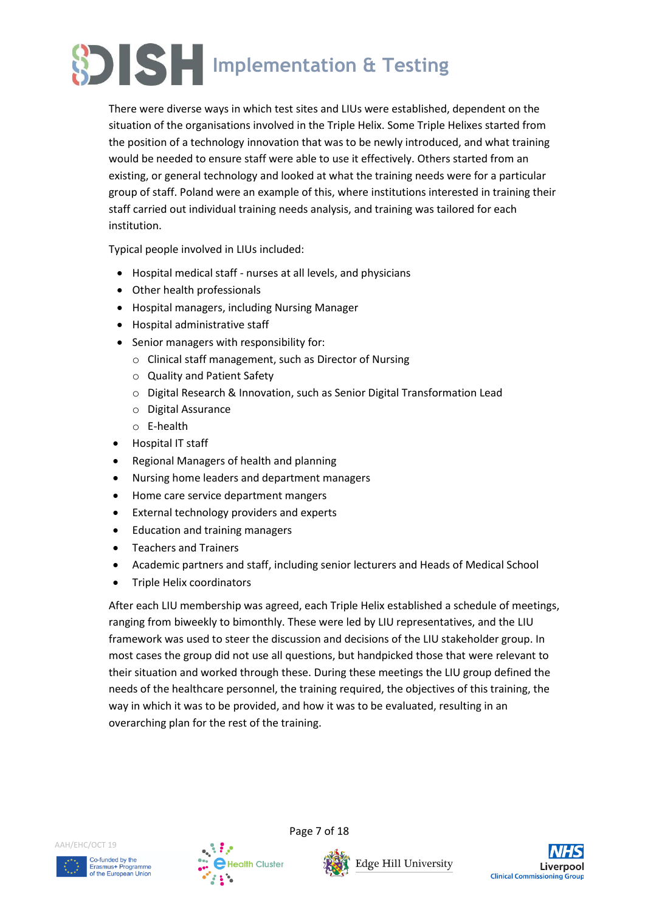There were diverse ways in which test sites and LIUs were established, dependent on the situation of the organisations involved in the Triple Helix. Some Triple Helixes started from the position of a technology innovation that was to be newly introduced, and what training would be needed to ensure staff were able to use it effectively. Others started from an existing, or general technology and looked at what the training needs were for a particular group of staff. Poland were an example of this, where institutions interested in training their staff carried out individual training needs analysis, and training was tailored for each institution.

Typical people involved in LIUs included:

- Hospital medical staff - nurses at all levels, and physicians
- Other health professionals
- Hospital managers, including Nursing Manager
- Hospital administrative staff
- Senior managers with responsibility for:
  - Clinical staff management, such as Director of Nursing
  - Quality and Patient Safety
  - Digital Research & Innovation, such as Senior Digital Transformation Lead
  - Digital Assurance
  - E-health
- Hospital IT staff
- Regional Managers of health and planning
- Nursing home leaders and department managers
- Home care service department mangers
- External technology providers and experts
- Education and training managers
- Teachers and Trainers
- Academic partners and staff, including senior lecturers and Heads of Medical School
- Triple Helix coordinators

After each LIU membership was agreed, each Triple Helix established a schedule of meetings, ranging from biweekly to bimonthly. These were led by LIU representatives, and the LIU framework was used to steer the discussion and decisions of the LIU stakeholder group. In most cases the group did not use all questions, but handpicked those that were relevant to their situation and worked through these. During these meetings the LIU group defined the needs of the healthcare personnel, the training required, the objectives of this training, the way in which it was to be provided, and how it was to be evaluated, resulting in an overarching plan for the rest of the training.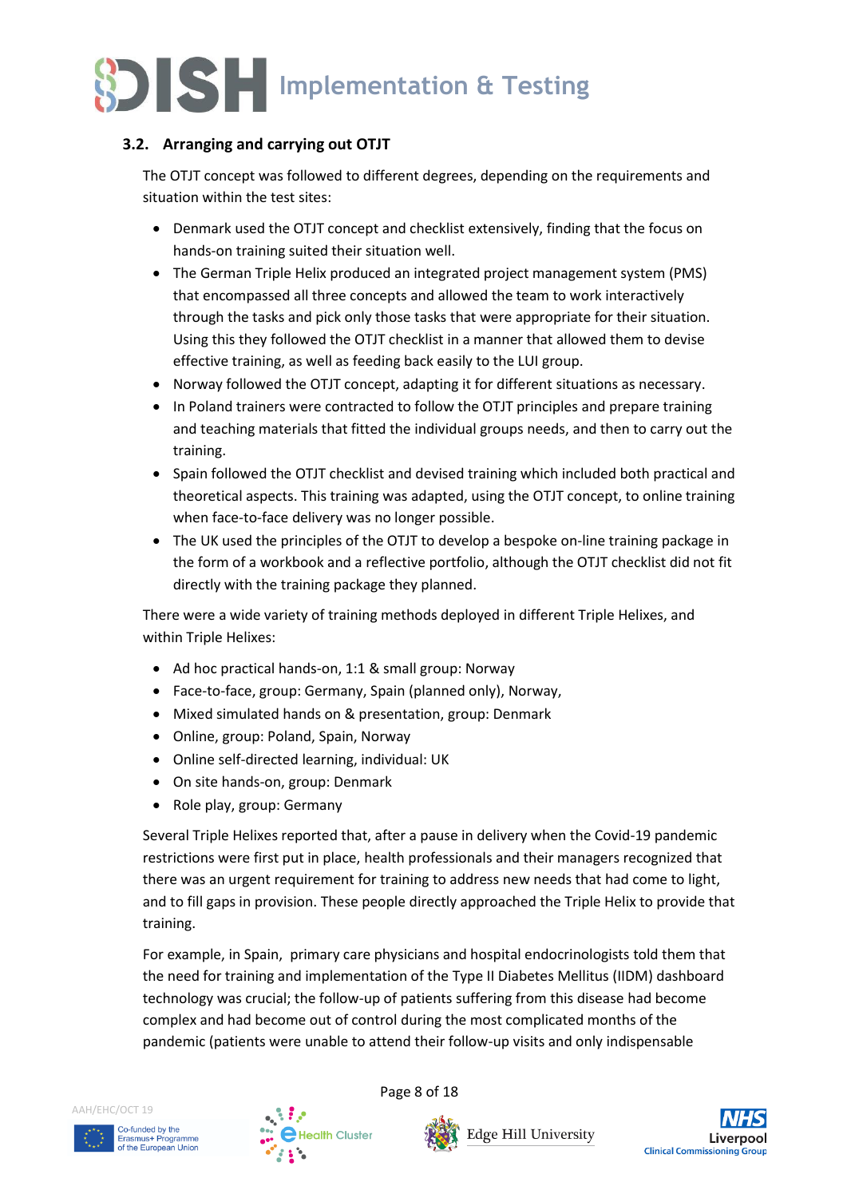### 3.2. Arranging and carrying out OTJT

The OTJT concept was followed to different degrees, depending on the requirements and situation within the test sites:

- Denmark used the OTJT concept and checklist extensively, finding that the focus on hands-on training suited their situation well.
- The German Triple Helix produced an integrated project management system (PMS) that encompassed all three concepts and allowed the team to work interactively through the tasks and pick only those tasks that were appropriate for their situation. Using this they followed the OTJT checklist in a manner that allowed them to devise effective training, as well as feeding back easily to the LUI group.
- Norway followed the OTJT concept, adapting it for different situations as necessary.
- In Poland trainers were contracted to follow the OTJT principles and prepare training and teaching materials that fitted the individual groups needs, and then to carry out the training.
- Spain followed the OTJT checklist and devised training which included both practical and theoretical aspects. This training was adapted, using the OTJT concept, to online training when face-to-face delivery was no longer possible.
- The UK used the principles of the OTJT to develop a bespoke on-line training package in the form of a workbook and a reflective portfolio, although the OTJT checklist did not fit directly with the training package they planned.

There were a wide variety of training methods deployed in different Triple Helixes, and within Triple Helixes:

- Ad hoc practical hands-on, 1:1 & small group: Norway
- Face-to-face, group: Germany, Spain (planned only), Norway,
- Mixed simulated hands on & presentation, group: Denmark
- Online, group: Poland, Spain, Norway
- Online self-directed learning, individual: UK
- On site hands-on, group: Denmark
- Role play, group: Germany

Several Triple Helixes reported that, after a pause in delivery when the Covid-19 pandemic restrictions were first put in place, health professionals and their managers recognized that there was an urgent requirement for training to address new needs that had come to light, and to fill gaps in provision. These people directly approached the Triple Helix to provide that training.

For example, in Spain, primary care physicians and hospital endocrinologists told them that the need for training and implementation of the Type II Diabetes Mellitus (IIDM) dashboard technology was crucial; the follow-up of patients suffering from this disease had become complex and had become out of control during the most complicated months of the pandemic (patients were unable to attend their follow-up visits and only indispensable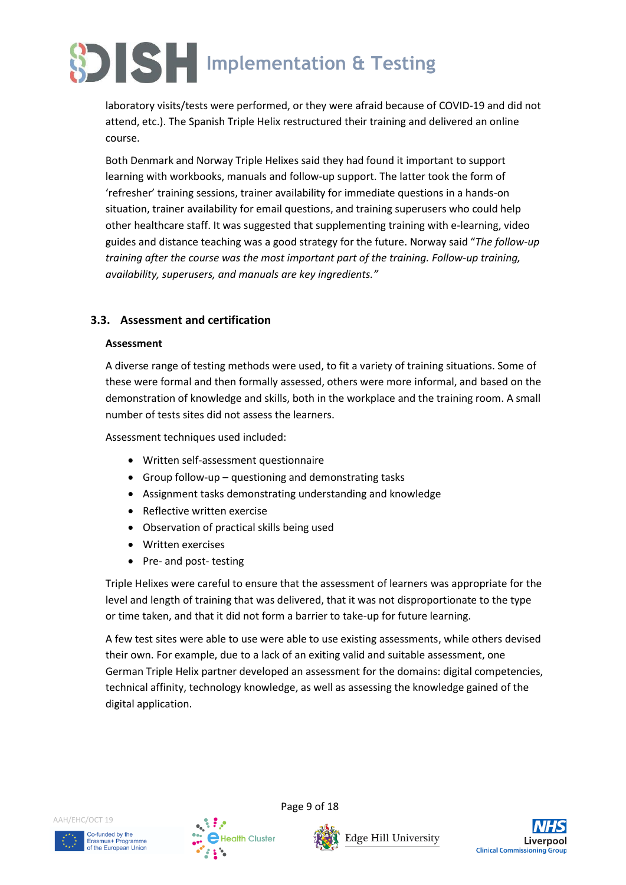laboratory visits/tests were performed, or they were afraid because of COVID-19 and did not attend, etc.). The Spanish Triple Helix restructured their training and delivered an online course.

Both Denmark and Norway Triple Helixes said they had found it important to support learning with workbooks, manuals and follow-up support. The latter took the form of 'refresher' training sessions, trainer availability for immediate questions in a hands-on situation, trainer availability for email questions, and training superusers who could help other healthcare staff. It was suggested that supplementing training with e-learning, video guides and distance teaching was a good strategy for the future. Norway said "*The follow-up training after the course was the most important part of the training. Follow-up training, availability, superusers, and manuals are key ingredients.*"

### 3.3. Assessment and certification

**Assessment**

A diverse range of testing methods were used, to fit a variety of training situations. Some of these were formal and then formally assessed, others were more informal, and based on the demonstration of knowledge and skills, both in the workplace and the training room. A small number of tests sites did not assess the learners.

Assessment techniques used included:

- Written self-assessment questionnaire
- Group follow-up – questioning and demonstrating tasks
- Assignment tasks demonstrating understanding and knowledge
- Reflective written exercise
- Observation of practical skills being used
- Written exercises
- Pre- and post- testing

Triple Helixes were careful to ensure that the assessment of learners was appropriate for the level and length of training that was delivered, that it was not disproportionate to the type or time taken, and that it did not form a barrier to take-up for future learning.

A few test sites were able to use were able to use existing assessments, while others devised their own. For example, due to a lack of an exiting valid and suitable assessment, one German Triple Helix partner developed an assessment for the domains: digital competencies, technical affinity, technology knowledge, as well as assessing the knowledge gained of the digital application.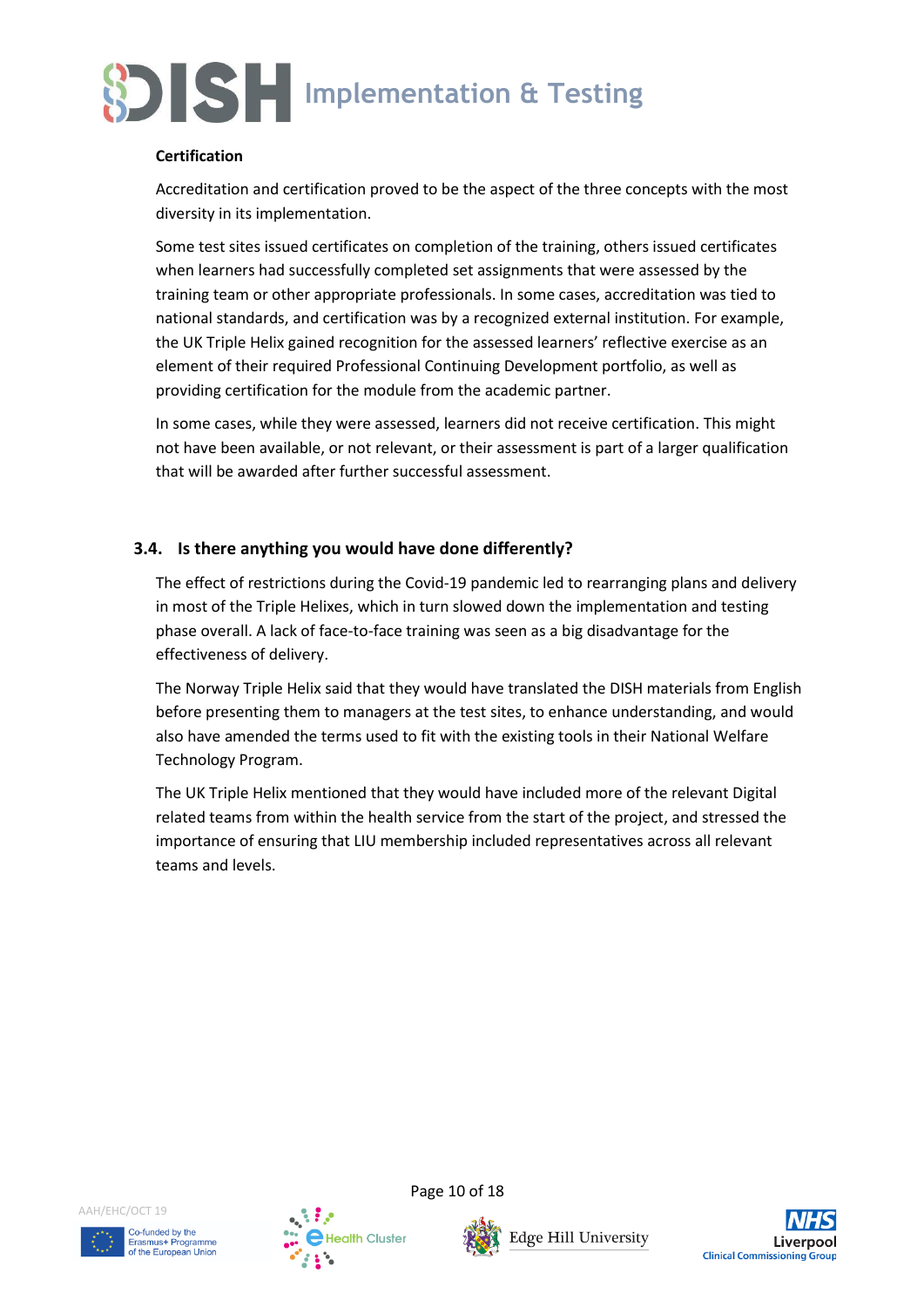**Certification**

Accreditation and certification proved to be the aspect of the three concepts with the most diversity in its implementation.

Some test sites issued certificates on completion of the training, others issued certificates when learners had successfully completed set assignments that were assessed by the training team or other appropriate professionals. In some cases, accreditation was tied to national standards, and certification was by a recognized external institution. For example, the UK Triple Helix gained recognition for the assessed learners' reflective exercise as an element of their required Professional Continuing Development portfolio, as well as providing certification for the module from the academic partner.

In some cases, while they were assessed, learners did not receive certification. This might not have been available, or not relevant, or their assessment is part of a larger qualification that will be awarded after further successful assessment.

### 3.4. Is there anything you would have done differently?

The effect of restrictions during the Covid-19 pandemic led to rearranging plans and delivery in most of the Triple Helixes, which in turn slowed down the implementation and testing phase overall. A lack of face-to-face training was seen as a big disadvantage for the effectiveness of delivery.

The Norway Triple Helix said that they would have translated the DISH materials from English before presenting them to managers at the test sites, to enhance understanding, and would also have amended the terms used to fit with the existing tools in their National Welfare Technology Program.

The UK Triple Helix mentioned that they would have included more of the relevant Digital related teams from within the health service from the start of the project, and stressed the importance of ensuring that LIU membership included representatives across all relevant teams and levels.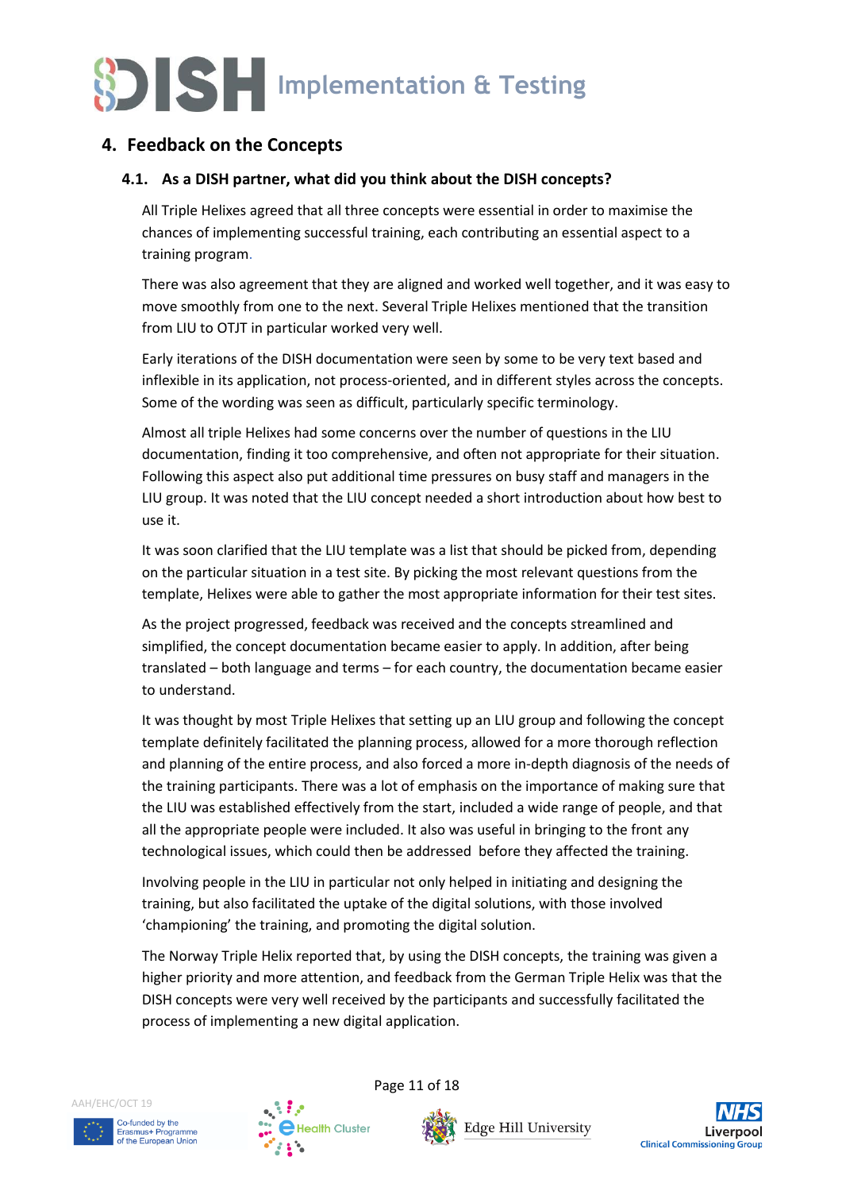## 4. Feedback on the Concepts

### 4.1. As a DISH partner, what did you think about the DISH concepts?

All Triple Helixes agreed that all three concepts were essential in order to maximise the chances of implementing successful training, each contributing an essential aspect to a training program.

There was also agreement that they are aligned and worked well together, and it was easy to move smoothly from one to the next. Several Triple Helixes mentioned that the transition from LIU to OTJT in particular worked very well.

Early iterations of the DISH documentation were seen by some to be very text based and inflexible in its application, not process-oriented, and in different styles across the concepts. Some of the wording was seen as difficult, particularly specific terminology.

Almost all triple Helixes had some concerns over the number of questions in the LIU documentation, finding it too comprehensive, and often not appropriate for their situation. Following this aspect also put additional time pressures on busy staff and managers in the LIU group. It was noted that the LIU concept needed a short introduction about how best to use it.

It was soon clarified that the LIU template was a list that should be picked from, depending on the particular situation in a test site. By picking the most relevant questions from the template, Helixes were able to gather the most appropriate information for their test sites.

As the project progressed, feedback was received and the concepts streamlined and simplified, the concept documentation became easier to apply. In addition, after being translated – both language and terms – for each country, the documentation became easier to understand.

It was thought by most Triple Helixes that setting up an LIU group and following the concept template definitely facilitated the planning process, allowed for a more thorough reflection and planning of the entire process, and also forced a more in-depth diagnosis of the needs of the training participants. There was a lot of emphasis on the importance of making sure that the LIU was established effectively from the start, included a wide range of people, and that all the appropriate people were included. It also was useful in bringing to the front any technological issues, which could then be addressed before they affected the training.

Involving people in the LIU in particular not only helped in initiating and designing the training, but also facilitated the uptake of the digital solutions, with those involved 'championing' the training, and promoting the digital solution.

The Norway Triple Helix reported that, by using the DISH concepts, the training was given a higher priority and more attention, and feedback from the German Triple Helix was that the DISH concepts were very well received by the participants and successfully facilitated the process of implementing a new digital application.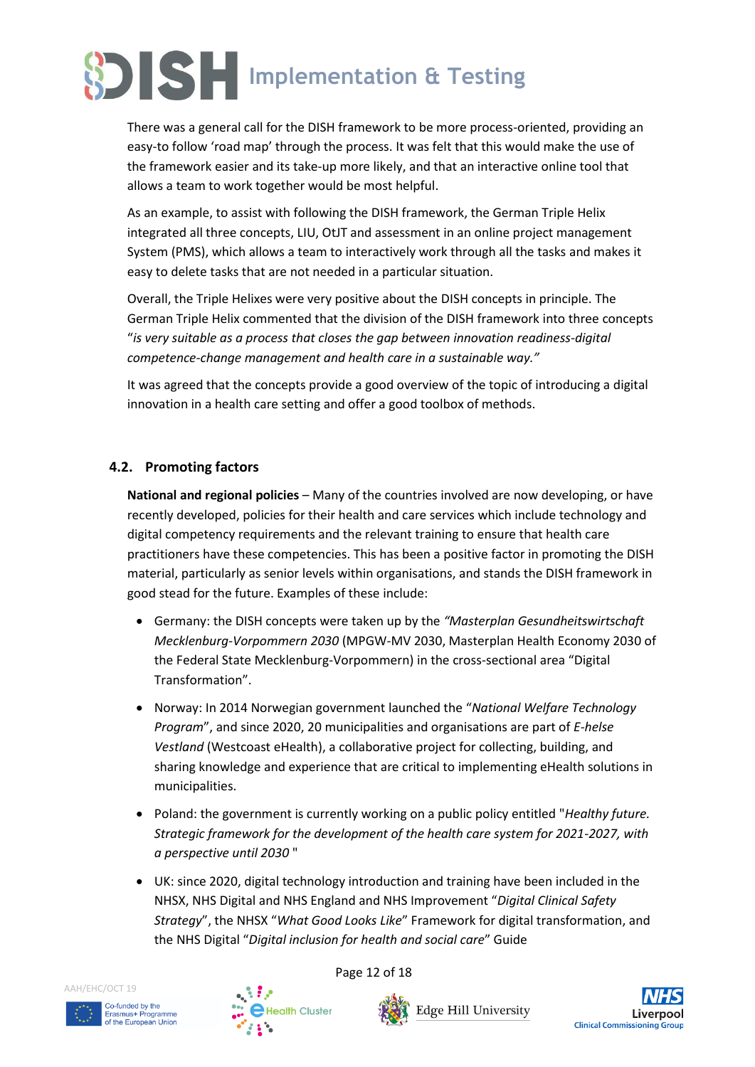There was a general call for the DISH framework to be more process-oriented, providing an easy-to follow 'road map' through the process. It was felt that this would make the use of the framework easier and its take-up more likely, and that an interactive online tool that allows a team to work together would be most helpful.

As an example, to assist with following the DISH framework, the German Triple Helix integrated all three concepts, LIU, OtJT and assessment in an online project management System (PMS), which allows a team to interactively work through all the tasks and makes it easy to delete tasks that are not needed in a particular situation.

Overall, the Triple Helixes were very positive about the DISH concepts in principle. The German Triple Helix commented that the division of the DISH framework into three concepts "*is very suitable as a process that closes the gap between innovation readiness-digital competence-change management and health care in a sustainable way.*"

It was agreed that the concepts provide a good overview of the topic of introducing a digital innovation in a health care setting and offer a good toolbox of methods.

## 4.2. Promoting factors

**National and regional policies** – Many of the countries involved are now developing, or have recently developed, policies for their health and care services which include technology and digital competency requirements and the relevant training to ensure that health care practitioners have these competencies. This has been a positive factor in promoting the DISH material, particularly as senior levels within organisations, and stands the DISH framework in good stead for the future. Examples of these include:

- Germany: the DISH concepts were taken up by the *"Masterplan Gesundheitswirtschaft Mecklenburg-Vorpommern 2030* (MPGW-MV 2030, Masterplan Health Economy 2030 of the Federal State Mecklenburg-Vorpommern) in the cross-sectional area "Digital Transformation".
- Norway: In 2014 Norwegian government launched the "*National Welfare Technology Program*", and since 2020, 20 municipalities and organisations are part of *E-helse Vestland* (Westcoast eHealth), a collaborative project for collecting, building, and sharing knowledge and experience that are critical to implementing eHealth solutions in municipalities.
- Poland: the government is currently working on a public policy entitled "*Healthy future. Strategic framework for the development of the health care system for 2021-2027, with a perspective until 2030* "
- UK: since 2020, digital technology introduction and training have been included in the NHSX, NHS Digital and NHS England and NHS Improvement "*Digital Clinical Safety Strategy*", the NHSX "*What Good Looks Like*" Framework for digital transformation, and the NHS Digital "*Digital inclusion for health and social care*" Guide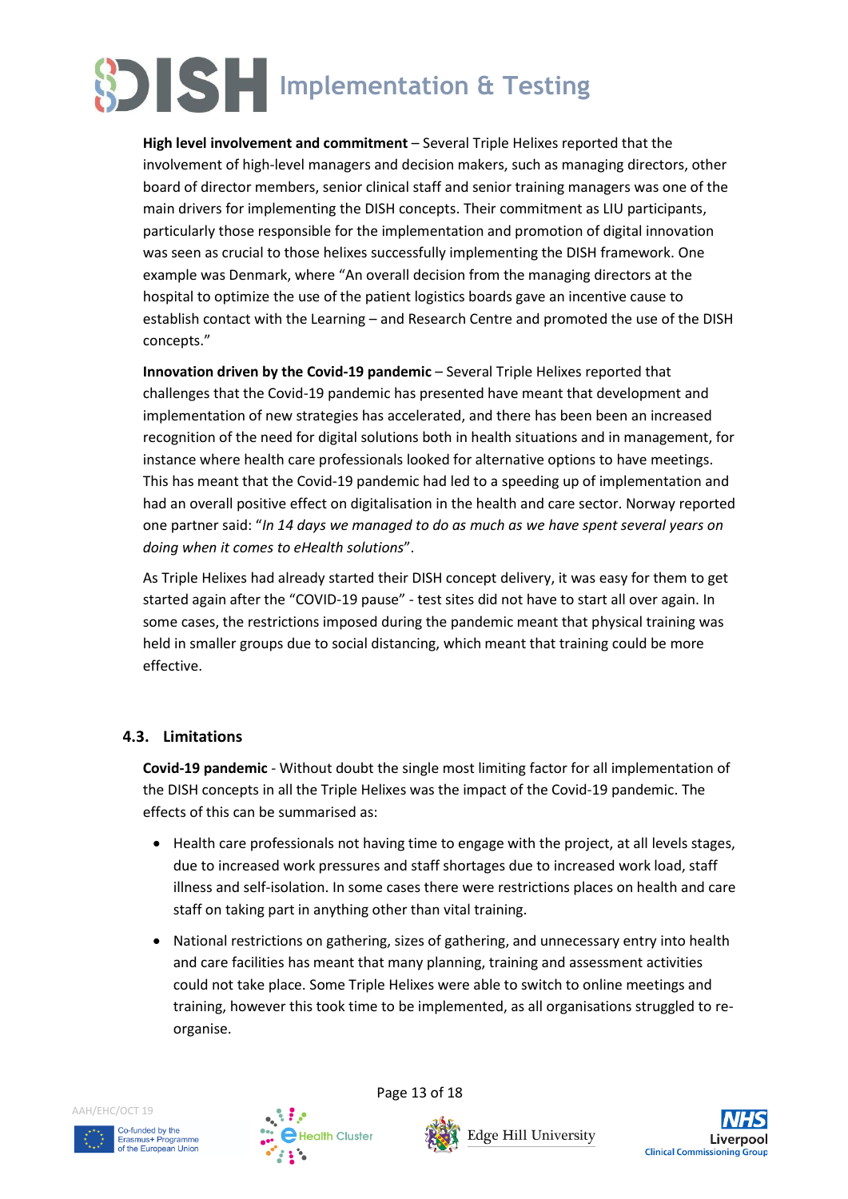**High level involvement and commitment** – Several Triple Helixes reported that the involvement of high-level managers and decision makers, such as managing directors, other board of director members, senior clinical staff and senior training managers was one of the main drivers for implementing the DISH concepts. Their commitment as LIU participants, particularly those responsible for the implementation and promotion of digital innovation was seen as crucial to those helixes successfully implementing the DISH framework. One example was Denmark, where "An overall decision from the managing directors at the hospital to optimize the use of the patient logistics boards gave an incentive cause to establish contact with the Learning – and Research Centre and promoted the use of the DISH concepts."

**Innovation driven by the Covid-19 pandemic** – Several Triple Helixes reported that challenges that the Covid-19 pandemic has presented have meant that development and implementation of new strategies has accelerated, and there has been been an increased recognition of the need for digital solutions both in health situations and in management, for instance where health care professionals looked for alternative options to have meetings. This has meant that the Covid-19 pandemic had led to a speeding up of implementation and had an overall positive effect on digitalisation in the health and care sector. Norway reported one partner said: "*In 14 days we managed to do as much as we have spent several years on doing when it comes to eHealth solutions*".

As Triple Helixes had already started their DISH concept delivery, it was easy for them to get started again after the "COVID-19 pause" - test sites did not have to start all over again. In some cases, the restrictions imposed during the pandemic meant that physical training was held in smaller groups due to social distancing, which meant that training could be more effective.

### 4.3. Limitations

**Covid-19 pandemic** - Without doubt the single most limiting factor for all implementation of the DISH concepts in all the Triple Helixes was the impact of the Covid-19 pandemic. The effects of this can be summarised as:

- Health care professionals not having time to engage with the project, at all levels stages, due to increased work pressures and staff shortages due to increased work load, staff illness and self-isolation. In some cases there were restrictions places on health and care staff on taking part in anything other than vital training.
- National restrictions on gathering, sizes of gathering, and unnecessary entry into health and care facilities has meant that many planning, training and assessment activities could not take place. Some Triple Helixes were able to switch to online meetings and training, however this took time to be implemented, as all organisations struggled to re-organise.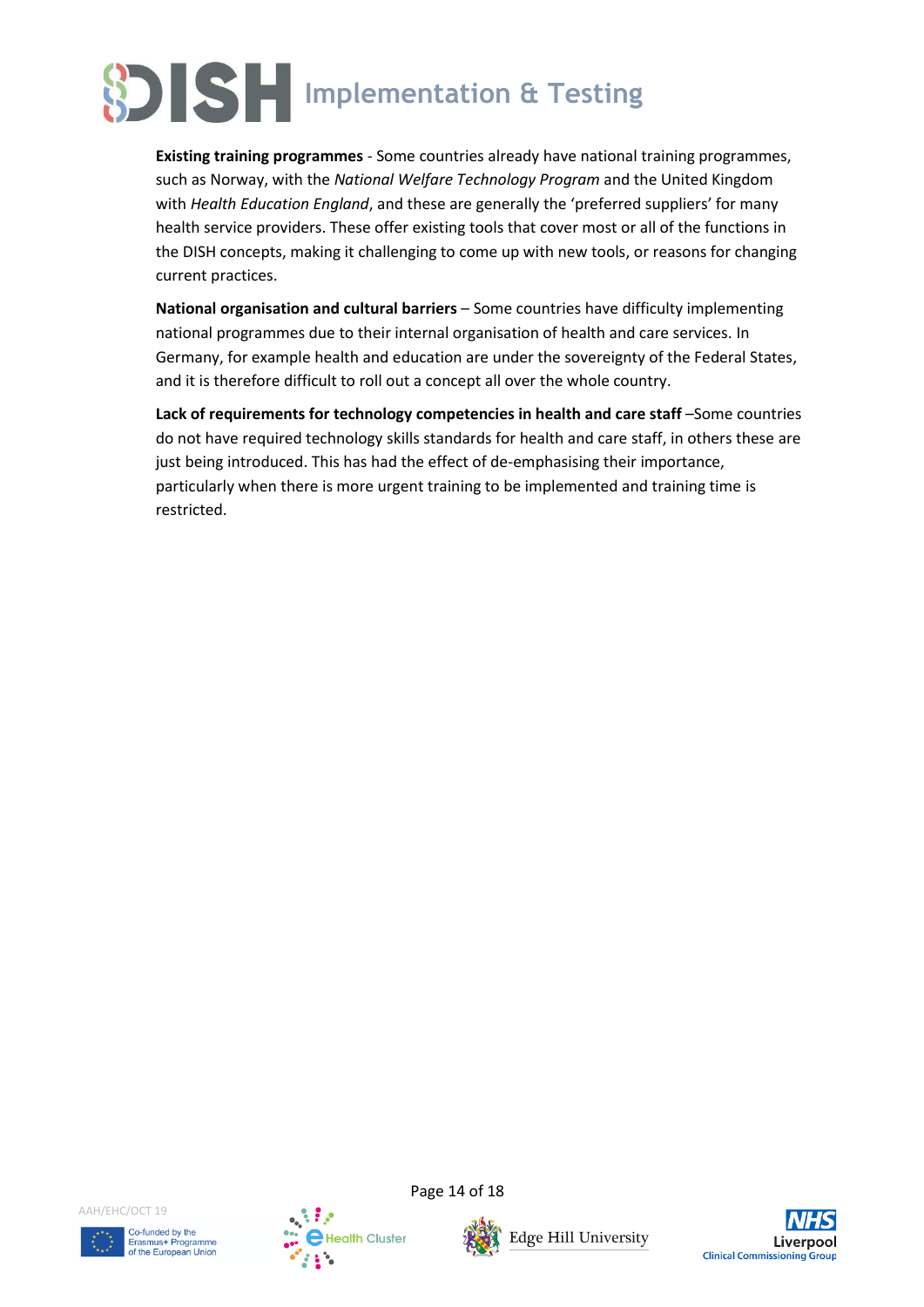**Existing training programmes** - Some countries already have national training programmes, such as Norway, with the *National Welfare Technology Program* and the United Kingdom with *Health Education England*, and these are generally the 'preferred suppliers' for many health service providers. These offer existing tools that cover most or all of the functions in the DISH concepts, making it challenging to come up with new tools, or reasons for changing current practices.

**National organisation and cultural barriers** – Some countries have difficulty implementing national programmes due to their internal organisation of health and care services. In Germany, for example health and education are under the sovereignty of the Federal States, and it is therefore difficult to roll out a concept all over the whole country.

**Lack of requirements for technology competencies in health and care staff** –Some countries do not have required technology skills standards for health and care staff, in others these are just being introduced. This has had the effect of de-emphasising their importance, particularly when there is more urgent training to be implemented and training time is restricted.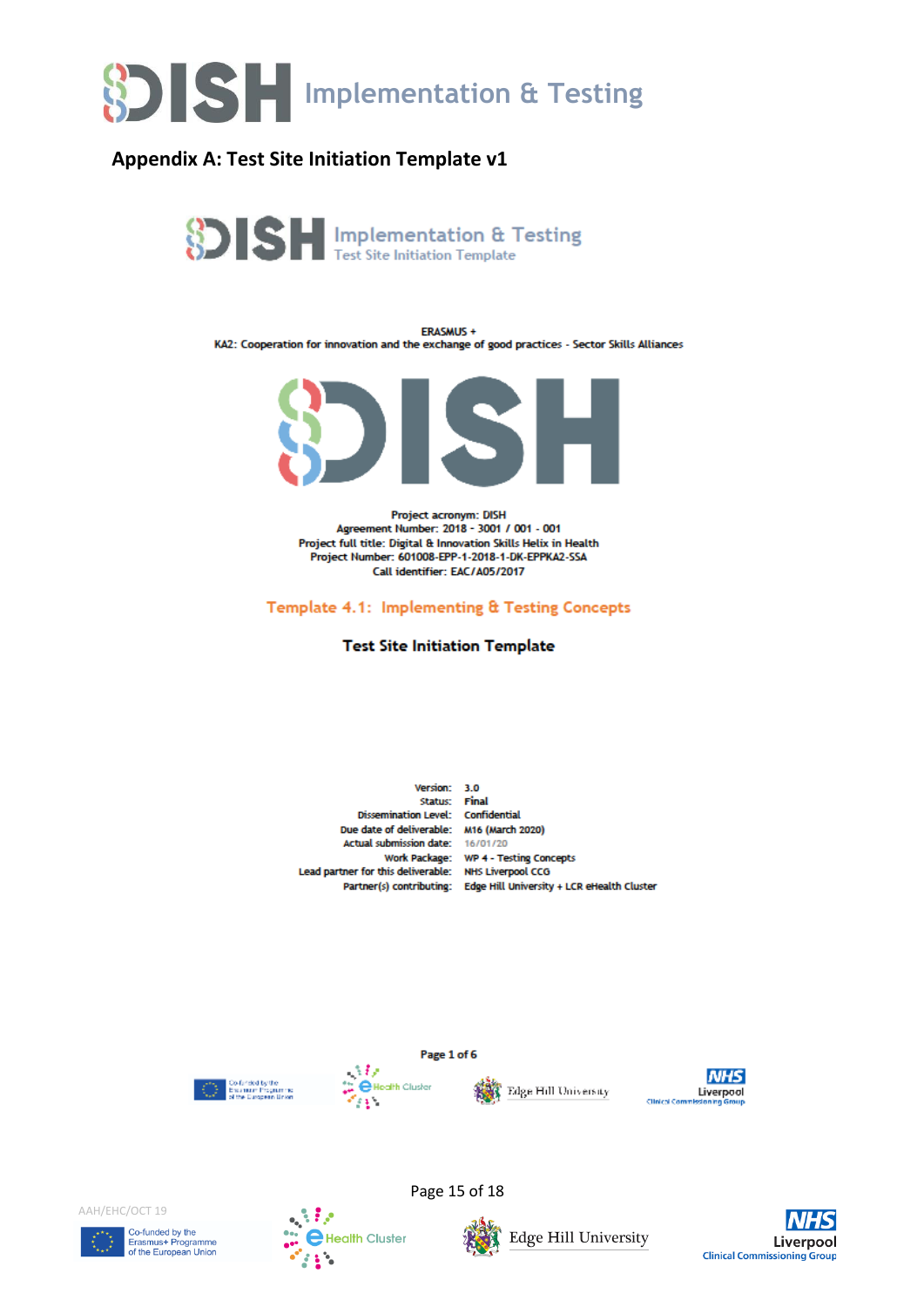# Appendix A: Test Site Initiation Template v1

Implementation & Testing
Test Site Initiation Template

ERASMUS +
KA2: Cooperation for innovation and the exchange of good practices - Sector Skills Alliances

Project acronym: DISH
Agreement Number: 2018 - 3001 / 001 - 001
Project full title: Digital & Innovation Skills Helix in Health
Project Number: 601008-EPP-1-2018-1-DK-EPPKA2-SSA
Call identifier: EAC/A05/2017

## Template 4.1: Implementing & Testing Concepts

## Test Site Initiation Template

| | |
|---|---|
| Version: | 3.0 |
| Status: | Final |
| Dissemination Level: | Confidential |
| Due date of deliverable: | M16 (March 2020) |
| Actual submission date: | 16/01/20 |
| Work Package: | WP 4 - Testing Concepts |
| Lead partner for this deliverable: | NHS Liverpool CCG |
| Partner(s) contributing: | Edge Hill University + LCR eHealth Cluster |

Page 1 of 6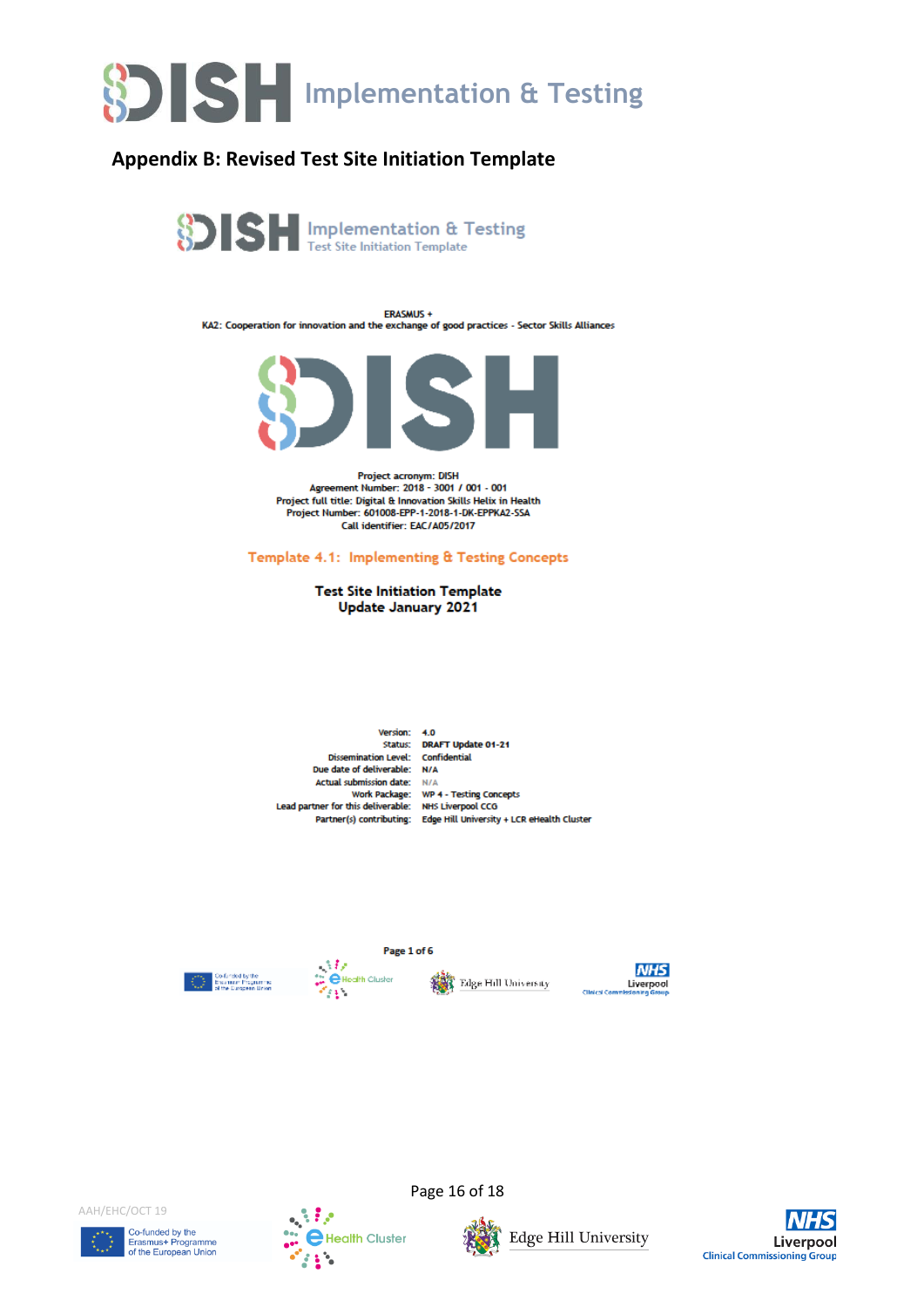## Appendix B: Revised Test Site Initiation Template

DISH Implementation & Testing
Test Site Initiation Template

ERASMUS +
KA2: Cooperation for innovation and the exchange of good practices - Sector Skills Alliances

DISH

Project acronym: DISH
Agreement Number: 2018 - 3001 / 001 - 001
Project full title: Digital & Innovation Skills Helix in Health
Project Number: 601008-EPP-1-2018-1-DK-EPPKA2-SSA
Call identifier: EAC/A05/2017

**Template 4.1: Implementing & Testing Concepts**

**Test Site Initiation Template**
**Update January 2021**

| | |
|---|---|
| Version: | 4.0 |
| Status: | DRAFT Update 01-21 |
| Dissemination Level: | Confidential |
| Due date of deliverable: | N/A |
| Actual submission date: | N/A |
| Work Package: | WP 4 - Testing Concepts |
| Lead partner for this deliverable: | NHS Liverpool CCG |
| Partner(s) contributing: | Edge Hill University + LCR eHealth Cluster |

Page 1 of 6

Co-funded by the Erasmus+ Programme of the European Union | eHealth Cluster | Edge Hill University | NHS Liverpool Clinical Commissioning Group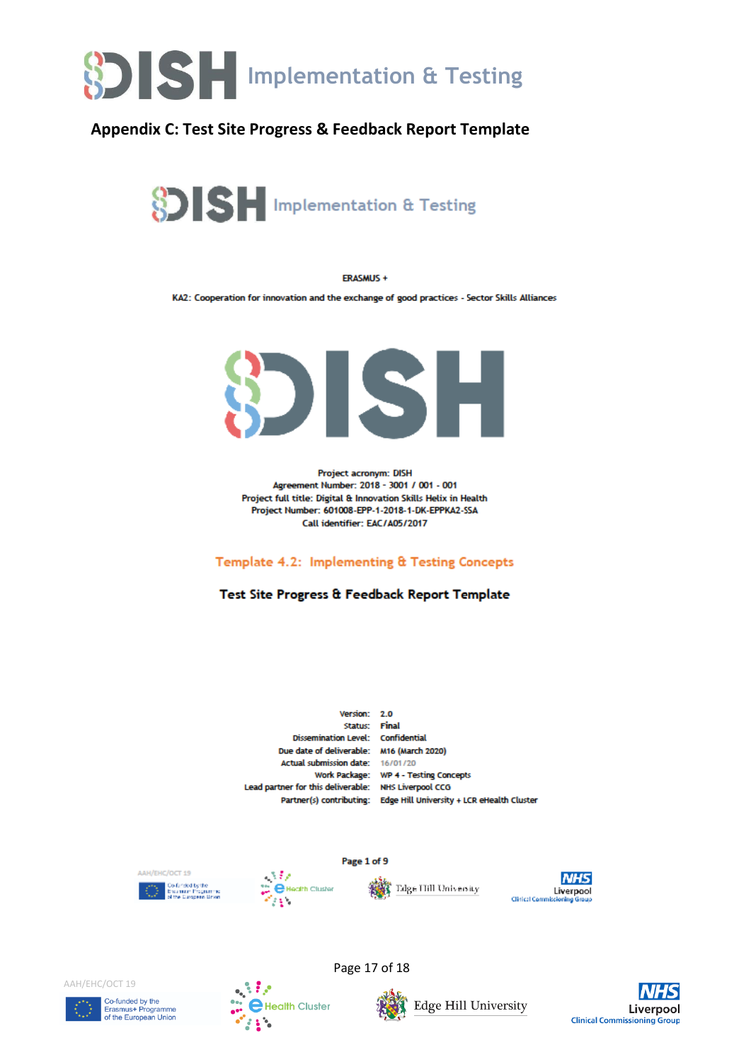## Appendix C: Test Site Progress & Feedback Report Template

ERASMUS +

KA2: Cooperation for innovation and the exchange of good practices - Sector Skills Alliances

Project acronym: DISH
Agreement Number: 2018 - 3001 / 001 - 001
Project full title: Digital & Innovation Skills Helix in Health
Project Number: 601008-EPP-1-2018-1-DK-EPPKA2-SSA
Call identifier: EAC/A05/2017

### Template 4.2: Implementing & Testing Concepts

### Test Site Progress & Feedback Report Template

| | |
|---|---|
| Version: | 2.0 |
| Status: | Final |
| Dissemination Level: | Confidential |
| Due date of deliverable: | M16 (March 2020) |
| Actual submission date: | 16/01/20 |
| Work Package: | WP 4 - Testing Concepts |
| Lead partner for this deliverable: | NHS Liverpool CCG |
| Partner(s) contributing: | Edge Hill University + LCR eHealth Cluster |

Page 1 of 9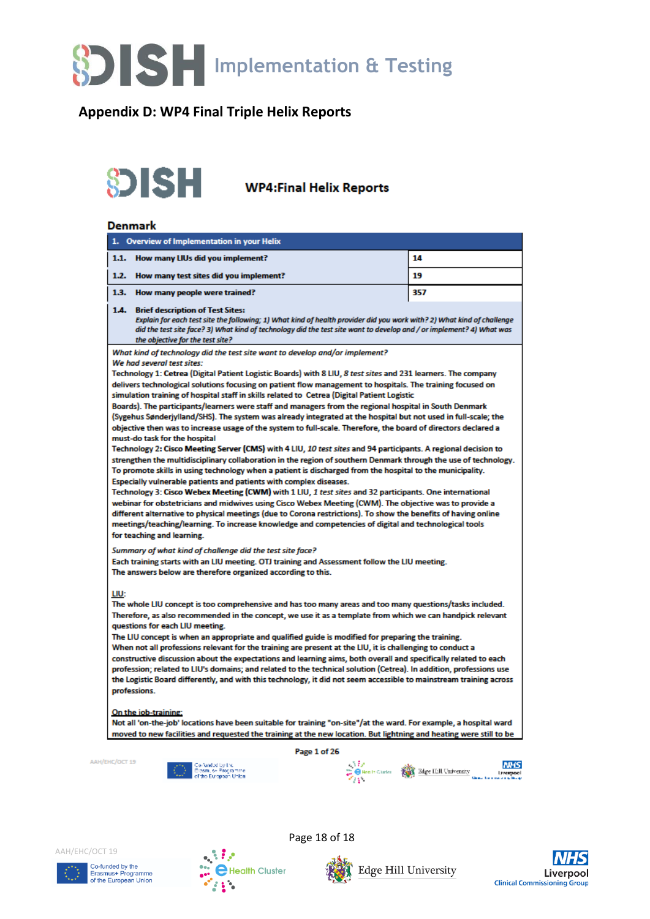# DISH Implementation & Testing

## Appendix D: WP4 Final Triple Helix Reports

## WP4:Final Helix Reports

### Denmark

| 1. Overview of Implementation in your Helix | |
|---|---|
| **1.1. How many LIUs did you implement?** | 14 |
| **1.2. How many test sites did you implement?** | 19 |
| **1.3. How many people were trained?** | 357 |
| **1.4. Brief description of Test Sites:** *Explain for each test site the following; 1) What kind of health provider did you work with? 2) What kind of challenge did the test site face? 3) What kind of technology did the test site want to develop and / or implement? 4) What was the objective for the test site?* | |

*What kind of technology did the test site want to develop and/or implement?*
*We had several test sites:*

Technology 1: **Cetrea** (Digital Patient Logistic Boards) with 8 LIU, *8 test sites* and 231 learners. The company delivers technological solutions focusing on patient flow management to hospitals. The training focused on simulation training of hospital staff in skills related to Cetrea (Digital Patient Logistic Boards). The participants/learners were staff and managers from the regional hospital in South Denmark (Sygehus Sønderjylland/SHS). The system was already integrated at the hospital but not used in full-scale; the objective then was to increase usage of the system to full-scale. Therefore, the board of directors declared a must-do task for the hospital

Technology 2: **Cisco Meeting Server (CMS)** with 4 LIU, *10 test sites* and 94 participants. A regional decision to strengthen the multidisciplinary collaboration in the region of southern Denmark through the use of technology. To promote skills in using technology when a patient is discharged from the hospital to the municipality. Especially vulnerable patients and patients with complex diseases.

Technology 3: **Cisco Webex Meeting (CWM)** with 1 LIU, *1 test sites* and 32 participants. One international webinar for obstetricians and midwives using Cisco Webex Meeting (CWM). The objective was to provide a different alternative to physical meetings (due to Corona restrictions). To show the benefits of having online meetings/teaching/learning. To increase knowledge and competencies of digital and technological tools for teaching and learning.

*Summary of what kind of challenge did the test site face?*
Each training starts with an LIU meeting. OTJ training and Assessment follow the LIU meeting.
The answers below are therefore organized according to this.

<u>LIU:</u>
The whole LIU concept is too comprehensive and has too many areas and too many questions/tasks included. Therefore, as also recommended in the concept, we use it as a template from which we can handpick relevant questions for each LIU meeting.
The LIU concept is when an appropriate and qualified guide is modified for preparing the training.
When not all professions relevant for the training are present at the LIU, it is challenging to conduct a constructive discussion about the expectations and learning aims, both overall and specifically related to each profession; related to LIU's domains; and related to the technical solution (Cetrea). In addition, professions use the Logistic Board differently, and with this technology, it did not seem accessible to mainstream training across professions.

<u>On the job-training:</u>
Not all 'on-the-job' locations have been suitable for training "on-site"/at the ward. For example, a hospital ward moved to new facilities and requested the training at the new location. But lightning and heating were still to be